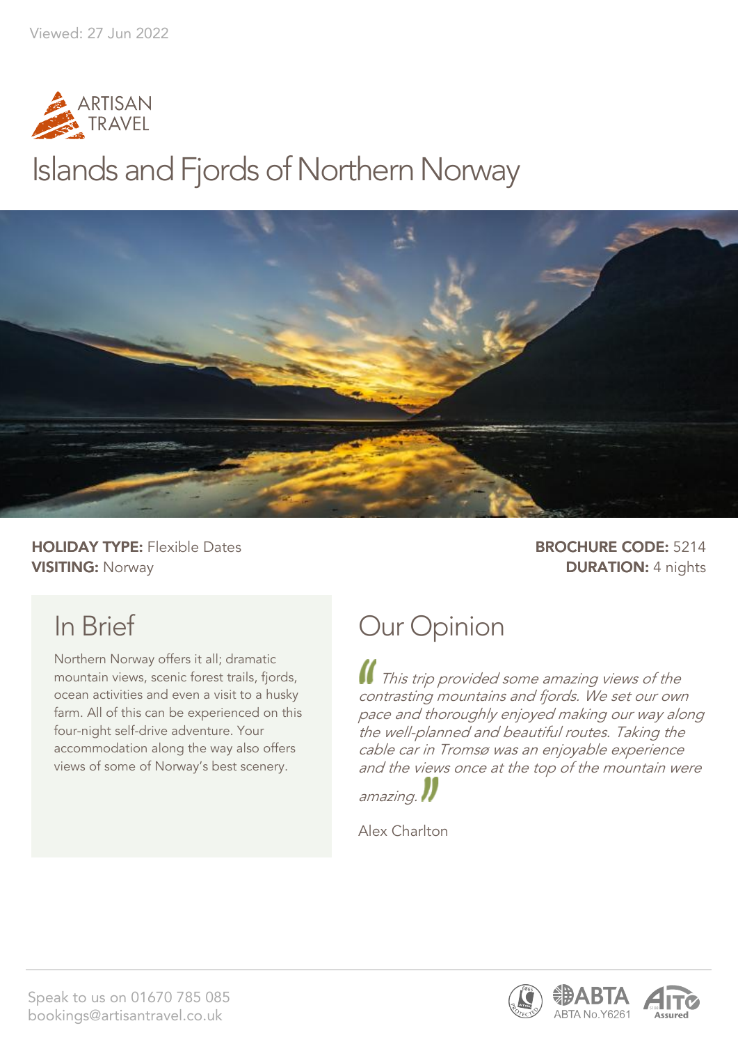Viewed: 27 Jun 2022

ARTISAN TRAVEL

# Islands and Fjords of Northern Norway

**HOLIDAY TYPE:** Flexible Dates
**VISITING:** Norway

**BROCHURE CODE:** 5214
**DURATION:** 4 nights

## In Brief

Northern Norway offers it all; dramatic mountain views, scenic forest trails, fjords, ocean activities and even a visit to a husky farm. All of this can be experienced on this four-night self-drive adventure. Your accommodation along the way also offers views of some of Norway's best scenery.

## Our Opinion

*"This trip provided some amazing views of the contrasting mountains and fjords. We set our own pace and thoroughly enjoyed making our way along the well-planned and beautiful routes. Taking the cable car in Tromsø was an enjoyable experience and the views once at the top of the mountain were amazing."*

Alex Charlton

Speak to us on 01670 785 085
bookings@artisantravel.co.uk

ABTA No.Y6261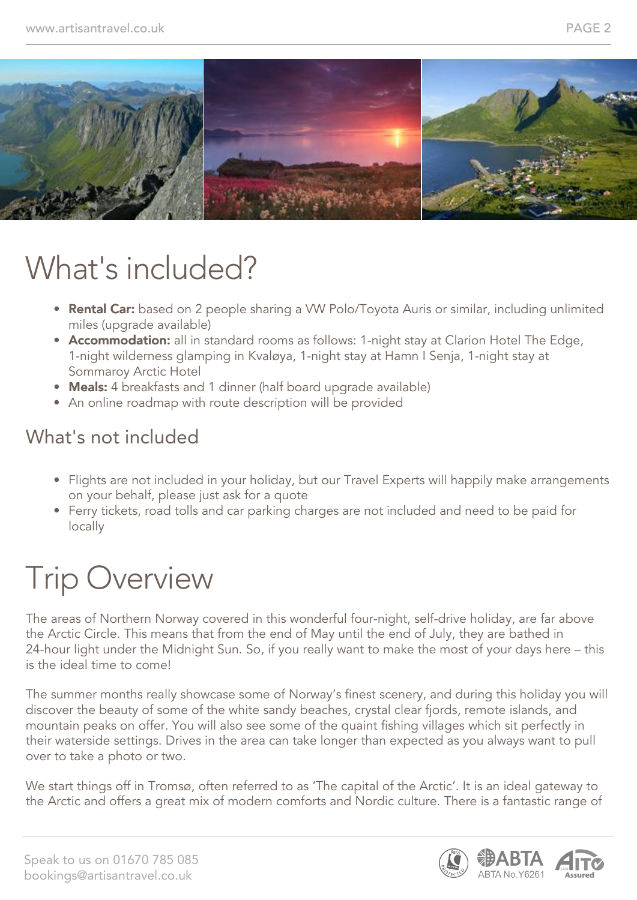# What's included?

- **Rental Car:** based on 2 people sharing a VW Polo/Toyota Auris or similar, including unlimited miles (upgrade available)
- **Accommodation:** all in standard rooms as follows: 1-night stay at Clarion Hotel The Edge, 1-night wilderness glamping in Kvaløya, 1-night stay at Hamn I Senja, 1-night stay at Sommaroy Arctic Hotel
- **Meals:** 4 breakfasts and 1 dinner (half board upgrade available)
- An online roadmap with route description will be provided

## What's not included

- Flights are not included in your holiday, but our Travel Experts will happily make arrangements on your behalf, please just ask for a quote
- Ferry tickets, road tolls and car parking charges are not included and need to be paid for locally

# Trip Overview

The areas of Northern Norway covered in this wonderful four-night, self-drive holiday, are far above the Arctic Circle. This means that from the end of May until the end of July, they are bathed in 24-hour light under the Midnight Sun. So, if you really want to make the most of your days here – this is the ideal time to come!

The summer months really showcase some of Norway's finest scenery, and during this holiday you will discover the beauty of some of the white sandy beaches, crystal clear fjords, remote islands, and mountain peaks on offer. You will also see some of the quaint fishing villages which sit perfectly in their waterside settings. Drives in the area can take longer than expected as you always want to pull over to take a photo or two.

We start things off in Tromsø, often referred to as 'The capital of the Arctic'. It is an ideal gateway to the Arctic and offers a great mix of modern comforts and Nordic culture. There is a fantastic range of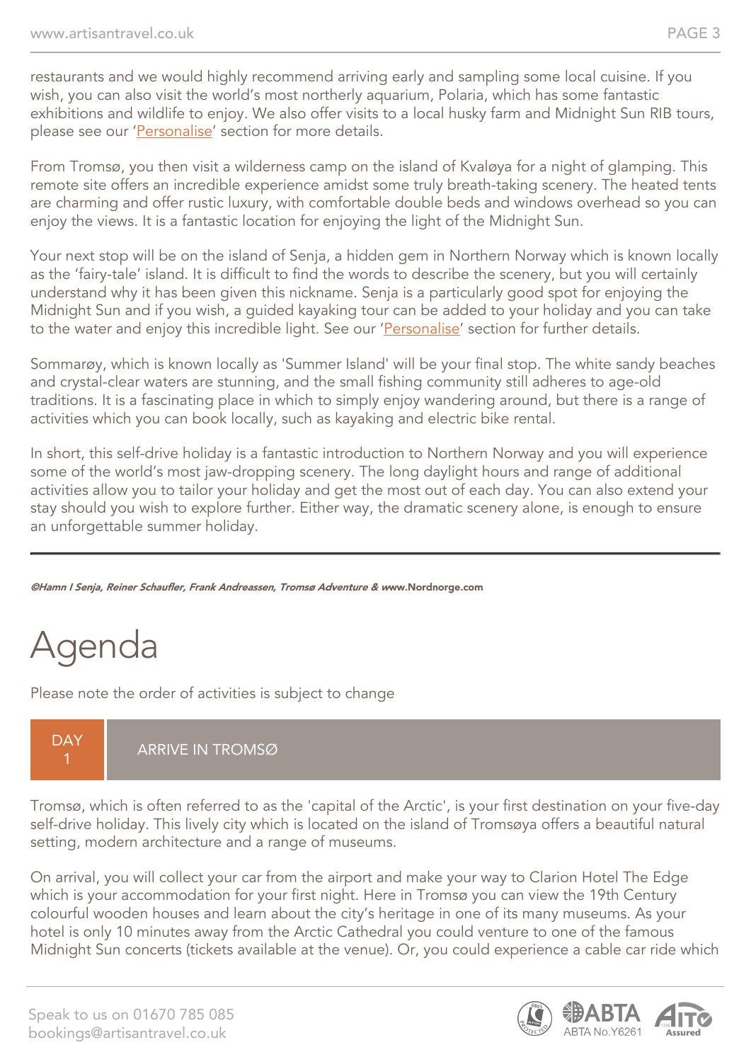restaurants and we would highly recommend arriving early and sampling some local cuisine. If you wish, you can also visit the world's most northerly aquarium, Polaria, which has some fantastic exhibitions and wildlife to enjoy. We also offer visits to a local husky farm and Midnight Sun RIB tours, please see our 'Personalise' section for more details.

From Tromsø, you then visit a wilderness camp on the island of Kvaløya for a night of glamping. This remote site offers an incredible experience amidst some truly breath-taking scenery. The heated tents are charming and offer rustic luxury, with comfortable double beds and windows overhead so you can enjoy the views. It is a fantastic location for enjoying the light of the Midnight Sun.

Your next stop will be on the island of Senja, a hidden gem in Northern Norway which is known locally as the 'fairy-tale' island. It is difficult to find the words to describe the scenery, but you will certainly understand why it has been given this nickname. Senja is a particularly good spot for enjoying the Midnight Sun and if you wish, a guided kayaking tour can be added to your holiday and you can take to the water and enjoy this incredible light. See our 'Personalise' section for further details.

Sommarøy, which is known locally as 'Summer Island' will be your final stop. The white sandy beaches and crystal-clear waters are stunning, and the small fishing community still adheres to age-old traditions. It is a fascinating place in which to simply enjoy wandering around, but there is a range of activities which you can book locally, such as kayaking and electric bike rental.

In short, this self-drive holiday is a fantastic introduction to Northern Norway and you will experience some of the world's most jaw-dropping scenery. The long daylight hours and range of additional activities allow you to tailor your holiday and get the most out of each day. You can also extend your stay should you wish to explore further. Either way, the dramatic scenery alone, is enough to ensure an unforgettable summer holiday.

***©Hamn I Senja, Reiner Schaufler, Frank Andreassen, Tromsø Adventure &* www.Nordnorge.com**

# Agenda

Please note the order of activities is subject to change

## DAY 1 — ARRIVE IN TROMSØ

Tromsø, which is often referred to as the 'capital of the Arctic', is your first destination on your five-day self-drive holiday. This lively city which is located on the island of Tromsøya offers a beautiful natural setting, modern architecture and a range of museums.

On arrival, you will collect your car from the airport and make your way to Clarion Hotel The Edge which is your accommodation for your first night. Here in Tromsø you can view the 19th Century colourful wooden houses and learn about the city's heritage in one of its many museums. As your hotel is only 10 minutes away from the Arctic Cathedral you could venture to one of the famous Midnight Sun concerts (tickets available at the venue). Or, you could experience a cable car ride which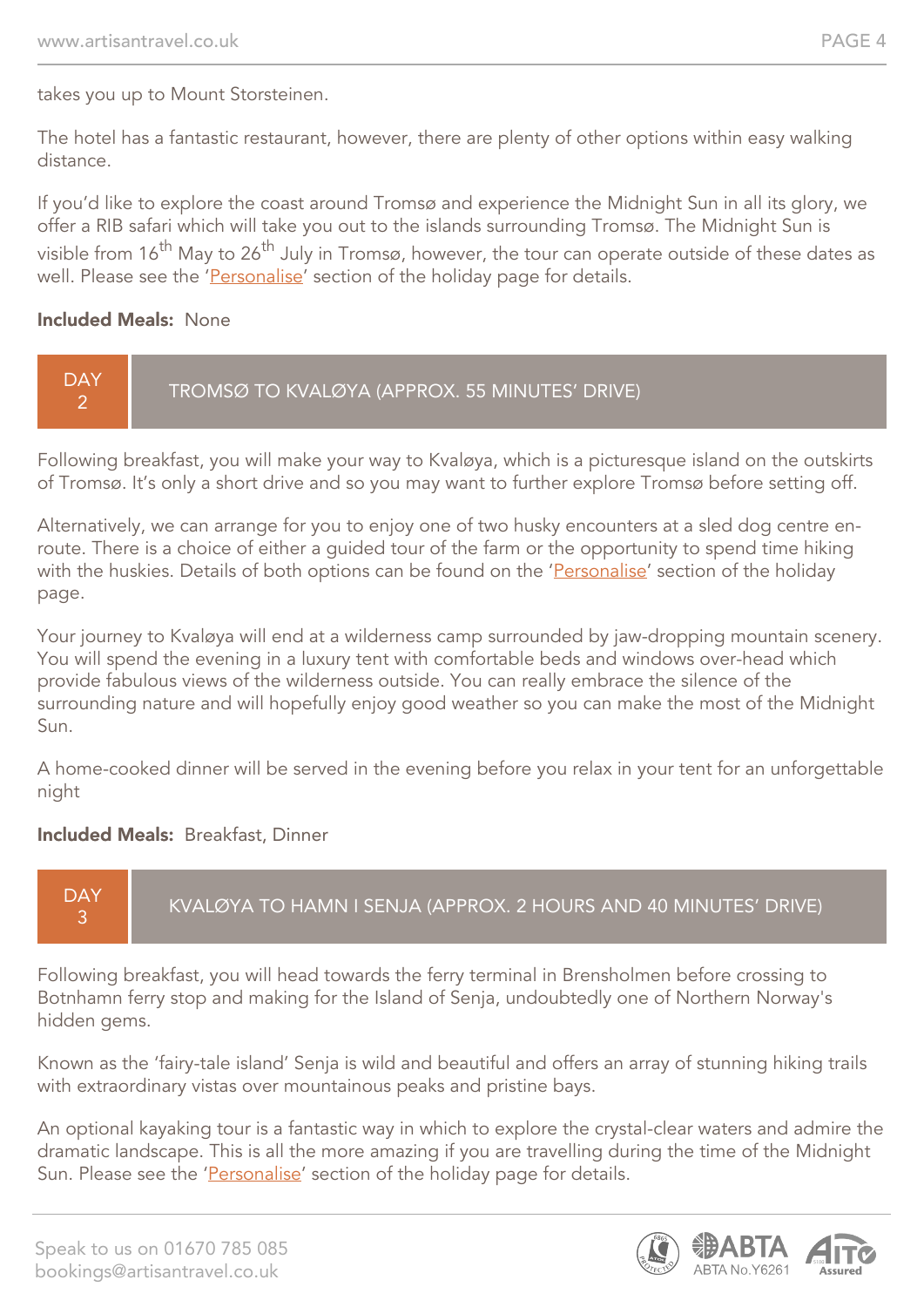takes you up to Mount Storsteinen.

The hotel has a fantastic restaurant, however, there are plenty of other options within easy walking distance.

If you'd like to explore the coast around Tromsø and experience the Midnight Sun in all its glory, we offer a RIB safari which will take you out to the islands surrounding Tromsø. The Midnight Sun is visible from 16th May to 26th July in Tromsø, however, the tour can operate outside of these dates as well. Please see the 'Personalise' section of the holiday page for details.

**Included Meals:** None

## DAY 2 — TROMSØ TO KVALØYA (APPROX. 55 MINUTES' DRIVE)

Following breakfast, you will make your way to Kvaløya, which is a picturesque island on the outskirts of Tromsø. It's only a short drive and so you may want to further explore Tromsø before setting off.

Alternatively, we can arrange for you to enjoy one of two husky encounters at a sled dog centre en-route. There is a choice of either a guided tour of the farm or the opportunity to spend time hiking with the huskies. Details of both options can be found on the 'Personalise' section of the holiday page.

Your journey to Kvaløya will end at a wilderness camp surrounded by jaw-dropping mountain scenery. You will spend the evening in a luxury tent with comfortable beds and windows over-head which provide fabulous views of the wilderness outside. You can really embrace the silence of the surrounding nature and will hopefully enjoy good weather so you can make the most of the Midnight Sun.

A home-cooked dinner will be served in the evening before you relax in your tent for an unforgettable night

**Included Meals:** Breakfast, Dinner

## DAY 3 — KVALØYA TO HAMN I SENJA (APPROX. 2 HOURS AND 40 MINUTES' DRIVE)

Following breakfast, you will head towards the ferry terminal in Brensholmen before crossing to Botnhamn ferry stop and making for the Island of Senja, undoubtedly one of Northern Norway's hidden gems.

Known as the 'fairy-tale island' Senja is wild and beautiful and offers an array of stunning hiking trails with extraordinary vistas over mountainous peaks and pristine bays.

An optional kayaking tour is a fantastic way in which to explore the crystal-clear waters and admire the dramatic landscape. This is all the more amazing if you are travelling during the time of the Midnight Sun. Please see the 'Personalise' section of the holiday page for details.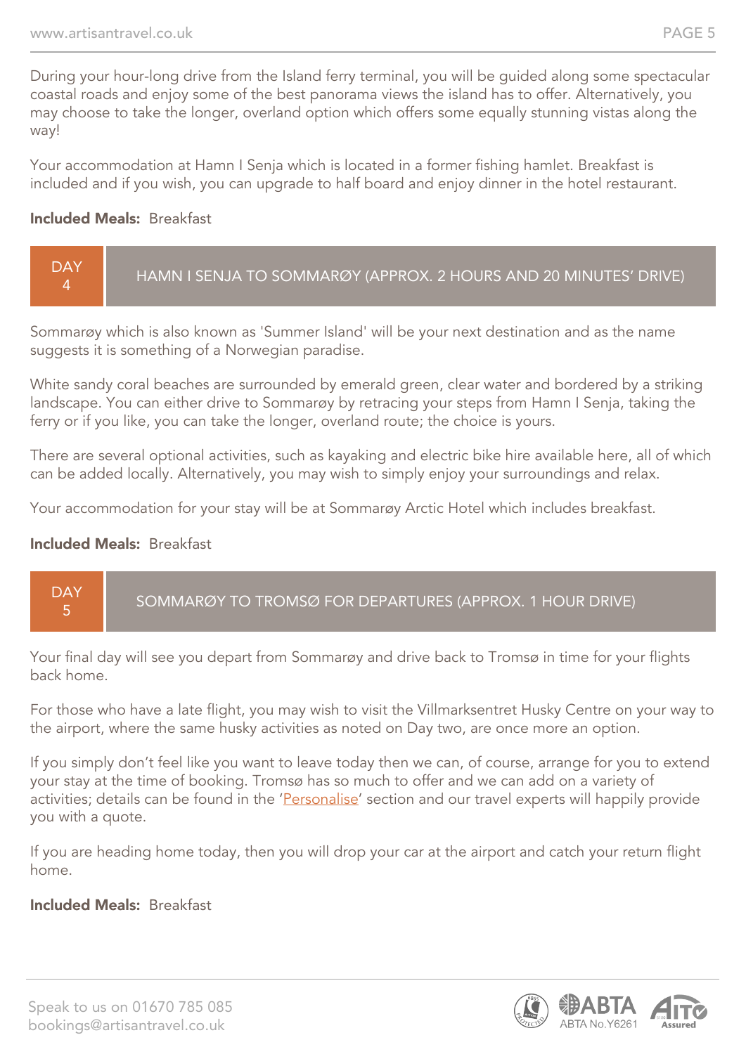During your hour-long drive from the Island ferry terminal, you will be guided along some spectacular coastal roads and enjoy some of the best panorama views the island has to offer. Alternatively, you may choose to take the longer, overland option which offers some equally stunning vistas along the way!

Your accommodation at Hamn I Senja which is located in a former fishing hamlet. Breakfast is included and if you wish, you can upgrade to half board and enjoy dinner in the hotel restaurant.

**Included Meals:** Breakfast

## DAY 4 — HAMN I SENJA TO SOMMARØY (APPROX. 2 HOURS AND 20 MINUTES' DRIVE)

Sommarøy which is also known as 'Summer Island' will be your next destination and as the name suggests it is something of a Norwegian paradise.

White sandy coral beaches are surrounded by emerald green, clear water and bordered by a striking landscape. You can either drive to Sommarøy by retracing your steps from Hamn I Senja, taking the ferry or if you like, you can take the longer, overland route; the choice is yours.

There are several optional activities, such as kayaking and electric bike hire available here, all of which can be added locally. Alternatively, you may wish to simply enjoy your surroundings and relax.

Your accommodation for your stay will be at Sommarøy Arctic Hotel which includes breakfast.

**Included Meals:** Breakfast

## DAY 5 — SOMMARØY TO TROMSØ FOR DEPARTURES (APPROX. 1 HOUR DRIVE)

Your final day will see you depart from Sommarøy and drive back to Tromsø in time for your flights back home.

For those who have a late flight, you may wish to visit the Villmarksentret Husky Centre on your way to the airport, where the same husky activities as noted on Day two, are once more an option.

If you simply don't feel like you want to leave today then we can, of course, arrange for you to extend your stay at the time of booking. Tromsø has so much to offer and we can add on a variety of activities; details can be found in the 'Personalise' section and our travel experts will happily provide you with a quote.

If you are heading home today, then you will drop your car at the airport and catch your return flight home.

**Included Meals:** Breakfast

Speak to us on 01670 785 085
bookings@artisantravel.co.uk

ABTA No.Y6261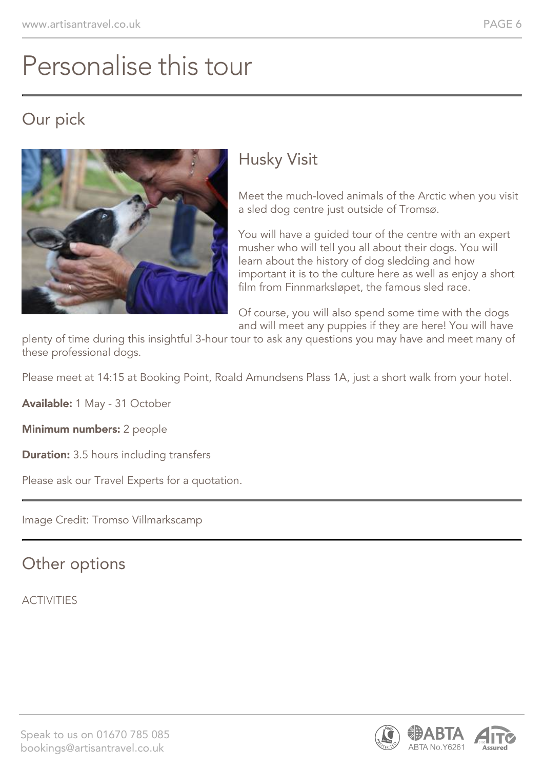# Personalise this tour

## Our pick

### Husky Visit

Meet the much-loved animals of the Arctic when you visit a sled dog centre just outside of Tromsø.

You will have a guided tour of the centre with an expert musher who will tell you all about their dogs. You will learn about the history of dog sledding and how important it is to the culture here as well as enjoy a short film from Finnmarksløpet, the famous sled race.

Of course, you will also spend some time with the dogs and will meet any puppies if they are here! You will have plenty of time during this insightful 3-hour tour to ask any questions you may have and meet many of these professional dogs.

Please meet at 14:15 at Booking Point, Roald Amundsens Plass 1A, just a short walk from your hotel.

**Available:** 1 May - 31 October

**Minimum numbers:** 2 people

**Duration:** 3.5 hours including transfers

Please ask our Travel Experts for a quotation.

Image Credit: Tromso Villmarkscamp

## Other options

ACTIVITIES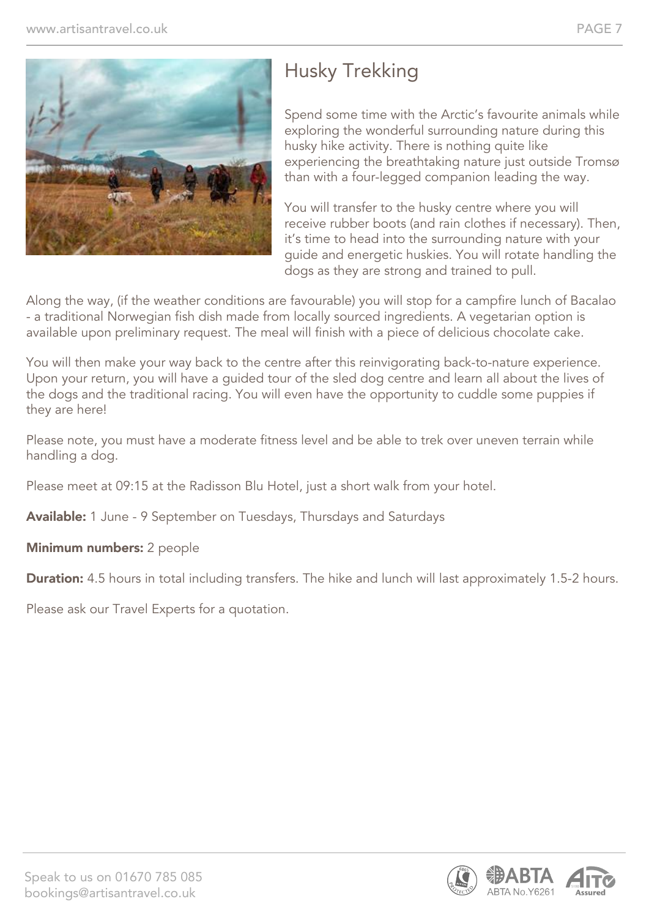## Husky Trekking

Spend some time with the Arctic's favourite animals while exploring the wonderful surrounding nature during this husky hike activity. There is nothing quite like experiencing the breathtaking nature just outside Tromsø than with a four-legged companion leading the way.

You will transfer to the husky centre where you will receive rubber boots (and rain clothes if necessary). Then, it's time to head into the surrounding nature with your guide and energetic huskies. You will rotate handling the dogs as they are strong and trained to pull.

Along the way, (if the weather conditions are favourable) you will stop for a campfire lunch of Bacalao - a traditional Norwegian fish dish made from locally sourced ingredients. A vegetarian option is available upon preliminary request. The meal will finish with a piece of delicious chocolate cake.

You will then make your way back to the centre after this reinvigorating back-to-nature experience. Upon your return, you will have a guided tour of the sled dog centre and learn all about the lives of the dogs and the traditional racing. You will even have the opportunity to cuddle some puppies if they are here!

Please note, you must have a moderate fitness level and be able to trek over uneven terrain while handling a dog.

Please meet at 09:15 at the Radisson Blu Hotel, just a short walk from your hotel.

**Available:** 1 June - 9 September on Tuesdays, Thursdays and Saturdays

**Minimum numbers:** 2 people

**Duration:** 4.5 hours in total including transfers. The hike and lunch will last approximately 1.5-2 hours.

Please ask our Travel Experts for a quotation.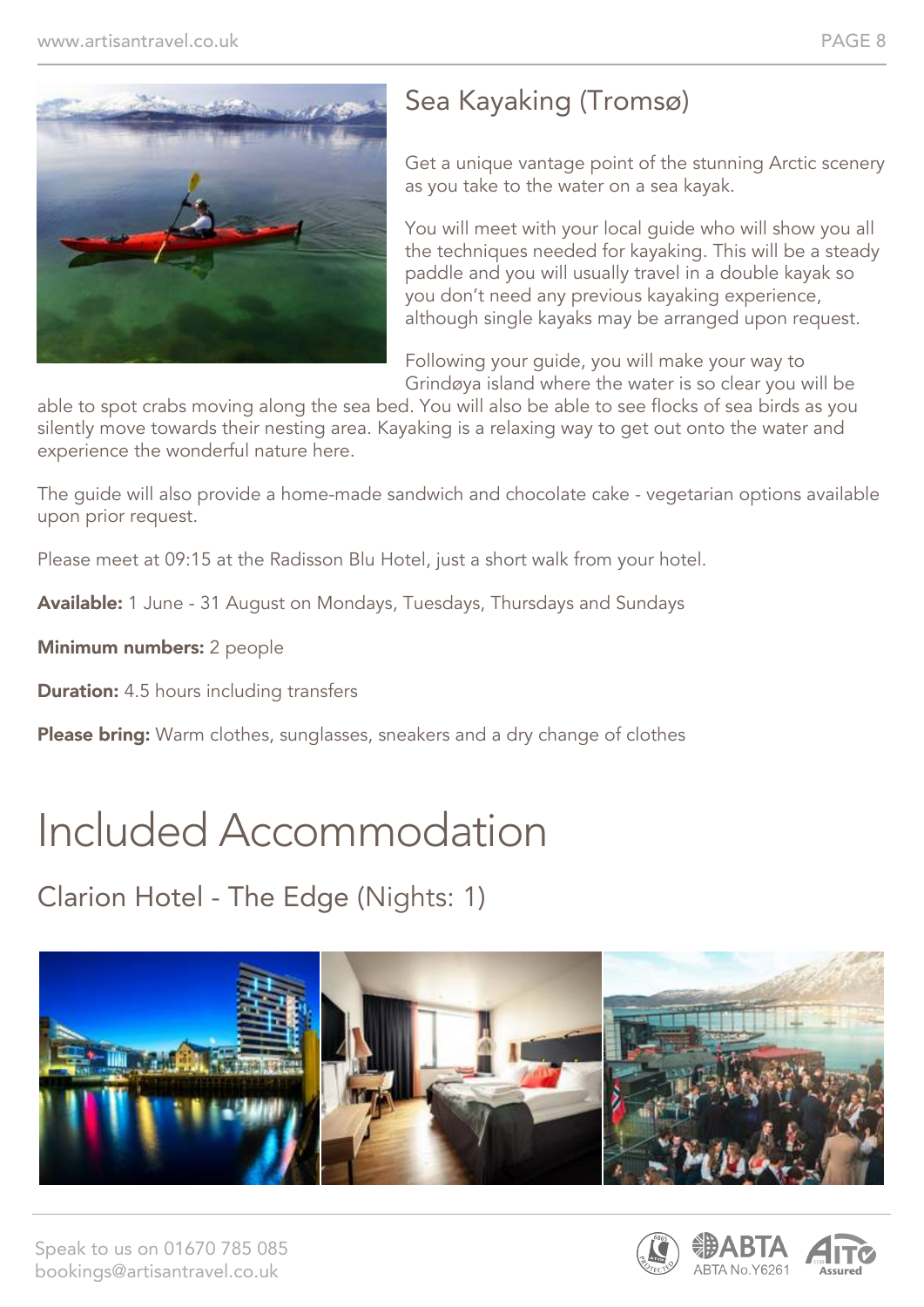## Sea Kayaking (Tromsø)

Get a unique vantage point of the stunning Arctic scenery as you take to the water on a sea kayak.

You will meet with your local guide who will show you all the techniques needed for kayaking. This will be a steady paddle and you will usually travel in a double kayak so you don't need any previous kayaking experience, although single kayaks may be arranged upon request.

Following your guide, you will make your way to Grindøya island where the water is so clear you will be able to spot crabs moving along the sea bed. You will also be able to see flocks of sea birds as you silently move towards their nesting area. Kayaking is a relaxing way to get out onto the water and experience the wonderful nature here.

The guide will also provide a home-made sandwich and chocolate cake - vegetarian options available upon prior request.

Please meet at 09:15 at the Radisson Blu Hotel, just a short walk from your hotel.

**Available:** 1 June - 31 August on Mondays, Tuesdays, Thursdays and Sundays

**Minimum numbers:** 2 people

**Duration:** 4.5 hours including transfers

**Please bring:** Warm clothes, sunglasses, sneakers and a dry change of clothes

# Included Accommodation

## Clarion Hotel - The Edge (Nights: 1)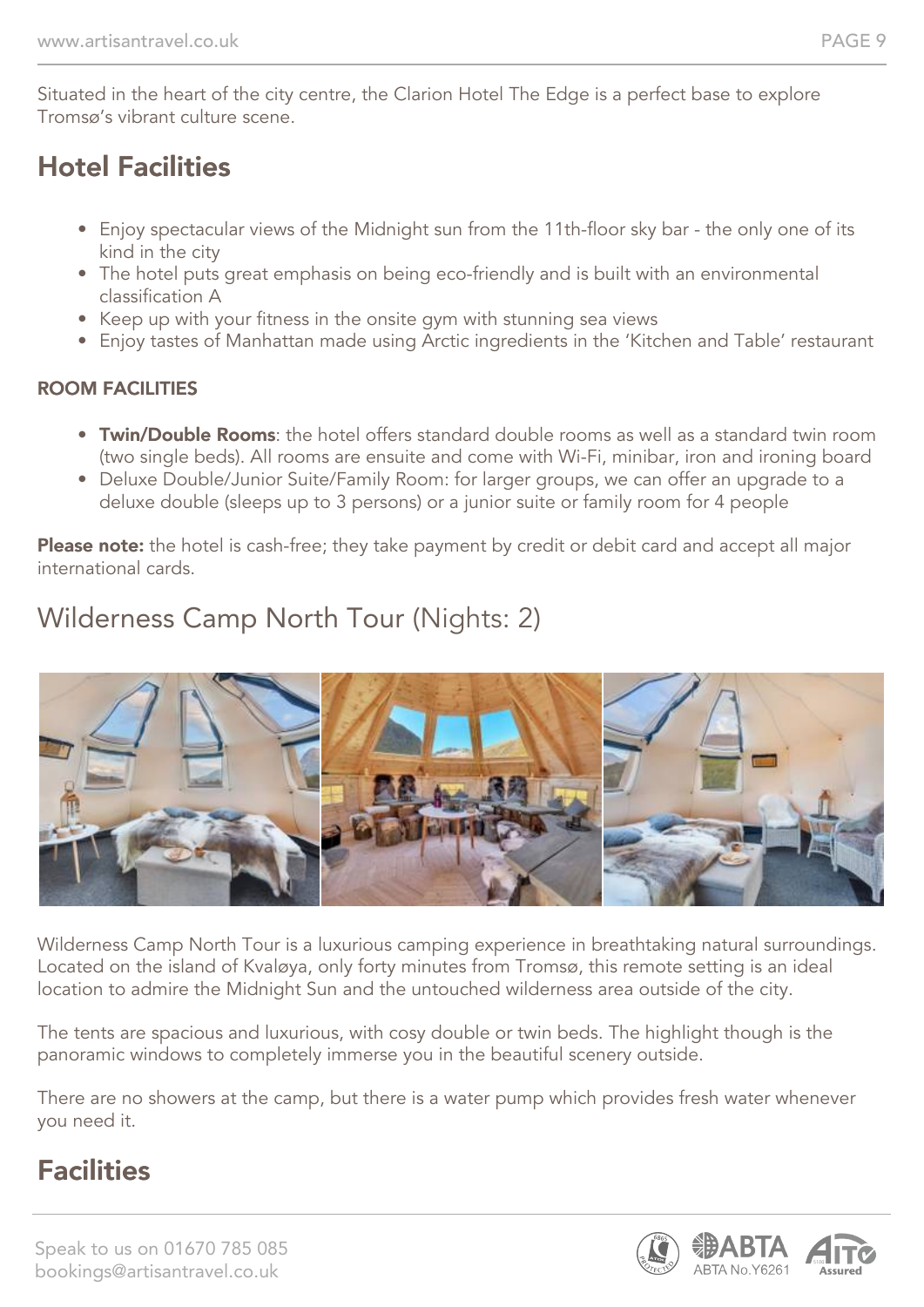Situated in the heart of the city centre, the Clarion Hotel The Edge is a perfect base to explore Tromsø's vibrant culture scene.

## Hotel Facilities

- Enjoy spectacular views of the Midnight sun from the 11th-floor sky bar - the only one of its kind in the city
- The hotel puts great emphasis on being eco-friendly and is built with an environmental classification A
- Keep up with your fitness in the onsite gym with stunning sea views
- Enjoy tastes of Manhattan made using Arctic ingredients in the 'Kitchen and Table' restaurant

### ROOM FACILITIES

- **Twin/Double Rooms**: the hotel offers standard double rooms as well as a standard twin room (two single beds). All rooms are ensuite and come with Wi-Fi, minibar, iron and ironing board
- Deluxe Double/Junior Suite/Family Room: for larger groups, we can offer an upgrade to a deluxe double (sleeps up to 3 persons) or a junior suite or family room for 4 people

**Please note:** the hotel is cash-free; they take payment by credit or debit card and accept all major international cards.

## Wilderness Camp North Tour (Nights: 2)

Wilderness Camp North Tour is a luxurious camping experience in breathtaking natural surroundings. Located on the island of Kvaløya, only forty minutes from Tromsø, this remote setting is an ideal location to admire the Midnight Sun and the untouched wilderness area outside of the city.

The tents are spacious and luxurious, with cosy double or twin beds. The highlight though is the panoramic windows to completely immerse you in the beautiful scenery outside.

There are no showers at the camp, but there is a water pump which provides fresh water whenever you need it.

## Facilities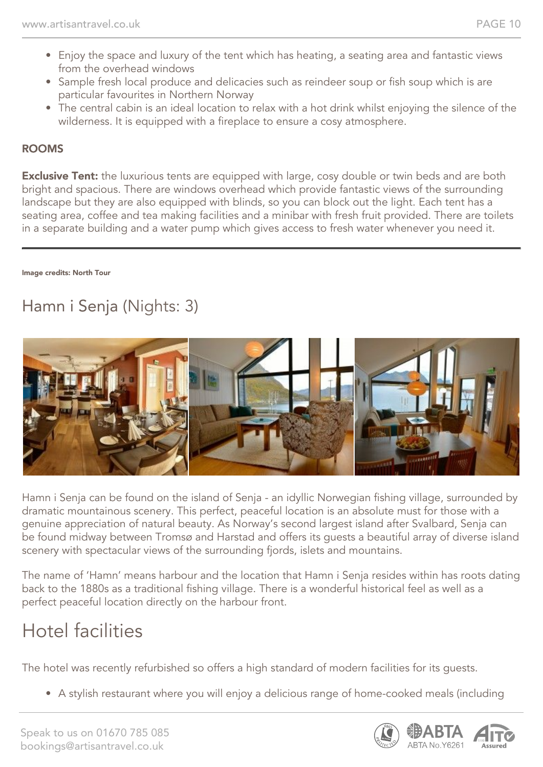- Enjoy the space and luxury of the tent which has heating, a seating area and fantastic views from the overhead windows
- Sample fresh local produce and delicacies such as reindeer soup or fish soup which is are particular favourites in Northern Norway
- The central cabin is an ideal location to relax with a hot drink whilst enjoying the silence of the wilderness. It is equipped with a fireplace to ensure a cosy atmosphere.

### ROOMS

**Exclusive Tent:** the luxurious tents are equipped with large, cosy double or twin beds and are both bright and spacious. There are windows overhead which provide fantastic views of the surrounding landscape but they are also equipped with blinds, so you can block out the light. Each tent has a seating area, coffee and tea making facilities and a minibar with fresh fruit provided. There are toilets in a separate building and a water pump which gives access to fresh water whenever you need it.

---

**Image credits: North Tour**

## Hamn i Senja (Nights: 3)

Hamn i Senja can be found on the island of Senja - an idyllic Norwegian fishing village, surrounded by dramatic mountainous scenery. This perfect, peaceful location is an absolute must for those with a genuine appreciation of natural beauty. As Norway's second largest island after Svalbard, Senja can be found midway between Tromsø and Harstad and offers its guests a beautiful array of diverse island scenery with spectacular views of the surrounding fjords, islets and mountains.

The name of 'Hamn' means harbour and the location that Hamn i Senja resides within has roots dating back to the 1880s as a traditional fishing village. There is a wonderful historical feel as well as a perfect peaceful location directly on the harbour front.

## Hotel facilities

The hotel was recently refurbished so offers a high standard of modern facilities for its guests.

- A stylish restaurant where you will enjoy a delicious range of home-cooked meals (including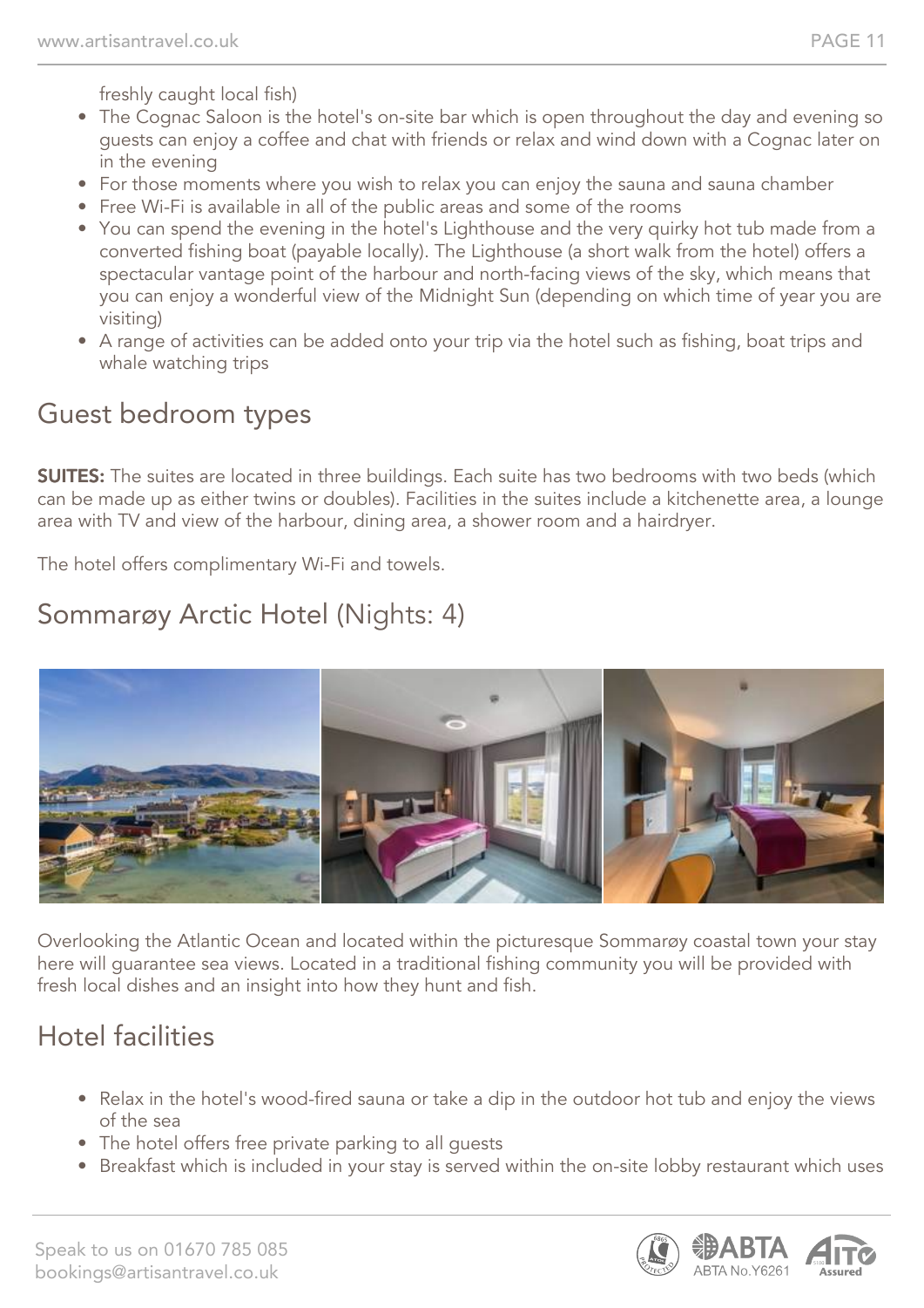freshly caught local fish)

- The Cognac Saloon is the hotel's on-site bar which is open throughout the day and evening so guests can enjoy a coffee and chat with friends or relax and wind down with a Cognac later on in the evening
- For those moments where you wish to relax you can enjoy the sauna and sauna chamber
- Free Wi-Fi is available in all of the public areas and some of the rooms
- You can spend the evening in the hotel's Lighthouse and the very quirky hot tub made from a converted fishing boat (payable locally). The Lighthouse (a short walk from the hotel) offers a spectacular vantage point of the harbour and north-facing views of the sky, which means that you can enjoy a wonderful view of the Midnight Sun (depending on which time of year you are visiting)
- A range of activities can be added onto your trip via the hotel such as fishing, boat trips and whale watching trips

## Guest bedroom types

**SUITES:** The suites are located in three buildings. Each suite has two bedrooms with two beds (which can be made up as either twins or doubles). Facilities in the suites include a kitchenette area, a lounge area with TV and view of the harbour, dining area, a shower room and a hairdryer.

The hotel offers complimentary Wi-Fi and towels.

## Sommarøy Arctic Hotel (Nights: 4)

Overlooking the Atlantic Ocean and located within the picturesque Sommarøy coastal town your stay here will guarantee sea views. Located in a traditional fishing community you will be provided with fresh local dishes and an insight into how they hunt and fish.

## Hotel facilities

- Relax in the hotel's wood-fired sauna or take a dip in the outdoor hot tub and enjoy the views of the sea
- The hotel offers free private parking to all guests
- Breakfast which is included in your stay is served within the on-site lobby restaurant which uses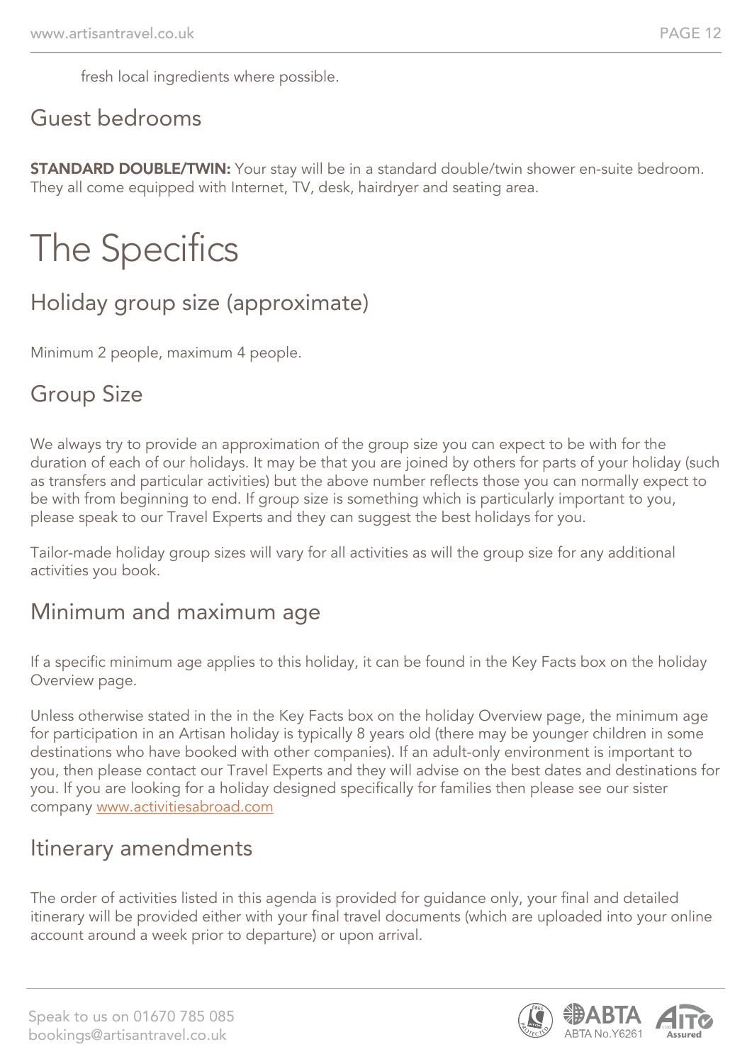fresh local ingredients where possible.

## Guest bedrooms

**STANDARD DOUBLE/TWIN:** Your stay will be in a standard double/twin shower en-suite bedroom. They all come equipped with Internet, TV, desk, hairdryer and seating area.

# The Specifics

## Holiday group size (approximate)

Minimum 2 people, maximum 4 people.

## Group Size

We always try to provide an approximation of the group size you can expect to be with for the duration of each of our holidays. It may be that you are joined by others for parts of your holiday (such as transfers and particular activities) but the above number reflects those you can normally expect to be with from beginning to end. If group size is something which is particularly important to you, please speak to our Travel Experts and they can suggest the best holidays for you.

Tailor-made holiday group sizes will vary for all activities as will the group size for any additional activities you book.

## Minimum and maximum age

If a specific minimum age applies to this holiday, it can be found in the Key Facts box on the holiday Overview page.

Unless otherwise stated in the in the Key Facts box on the holiday Overview page, the minimum age for participation in an Artisan holiday is typically 8 years old (there may be younger children in some destinations who have booked with other companies). If an adult-only environment is important to you, then please contact our Travel Experts and they will advise on the best dates and destinations for you. If you are looking for a holiday designed specifically for families then please see our sister company [www.activitiesabroad.com](www.activitiesabroad.com)

## Itinerary amendments

The order of activities listed in this agenda is provided for guidance only, your final and detailed itinerary will be provided either with your final travel documents (which are uploaded into your online account around a week prior to departure) or upon arrival.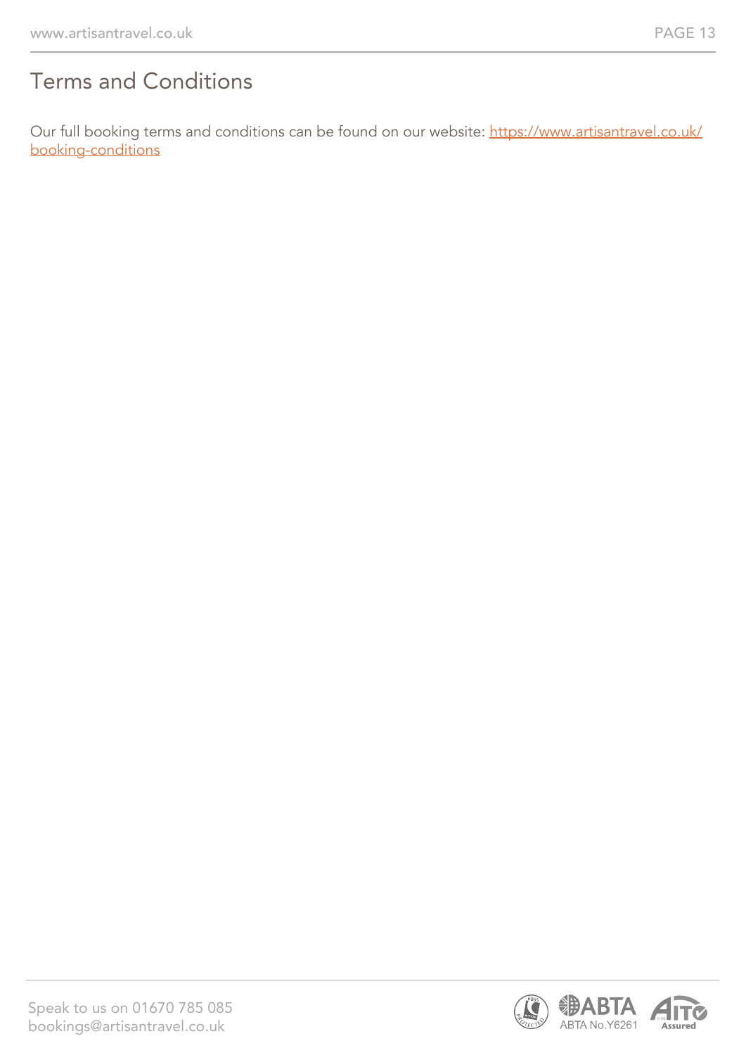# Terms and Conditions

Our full booking terms and conditions can be found on our website: [https://www.artisantravel.co.uk/booking-conditions](https://www.artisantravel.co.uk/booking-conditions)